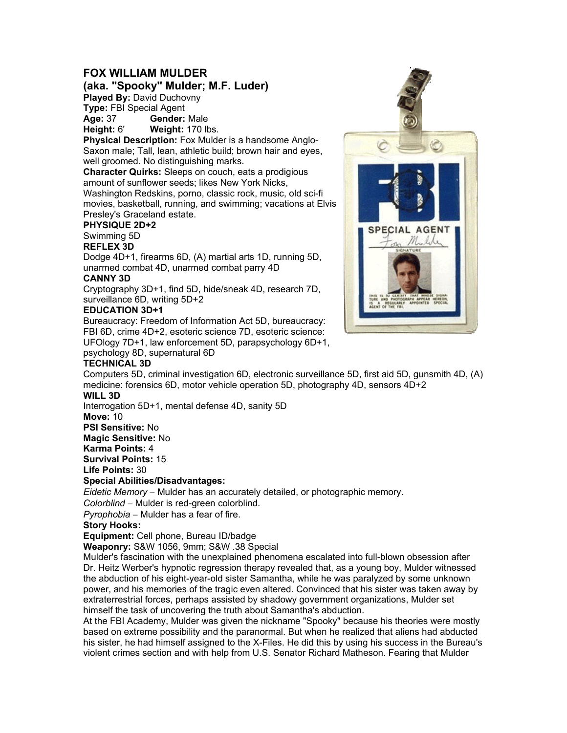# FOX WILLIAM MULDER

## (aka. "Spooky" Mulder; M.F. Luder)

**Played By:** David Duchovny
**Type:** FBI Special Agent
**Age:** 37 **Gender:** Male
**Height:** 6' **Weight:** 170 lbs.
**Physical Description:** Fox Mulder is a handsome Anglo-Saxon male; Tall, lean, athletic build; brown hair and eyes, well groomed. No distinguishing marks.
**Character Quirks:** Sleeps on couch, eats a prodigious amount of sunflower seeds; likes New York Nicks, Washington Redskins, porno, classic rock, music, old sci-fi movies, basketball, running, and swimming; vacations at Elvis Presley's Graceland estate.

**PHYSIQUE 2D+2**
Swimming 5D

**REFLEX 3D**
Dodge 4D+1, firearms 6D, (A) martial arts 1D, running 5D, unarmed combat 4D, unarmed combat parry 4D

**CANNY 3D**
Cryptography 3D+1, find 5D, hide/sneak 4D, research 7D, surveillance 6D, writing 5D+2

**EDUCATION 3D+1**
Bureaucracy: Freedom of Information Act 5D, bureaucracy: FBI 6D, crime 4D+2, esoteric science 7D, esoteric science: UFOlogy 7D+1, law enforcement 5D, parapsychology 6D+1, psychology 8D, supernatural 6D

**TECHNICAL 3D**
Computers 5D, criminal investigation 6D, electronic surveillance 5D, first aid 5D, gunsmith 4D, (A) medicine: forensics 6D, motor vehicle operation 5D, photography 4D, sensors 4D+2

**WILL 3D**
Interrogation 5D+1, mental defense 4D, sanity 5D

**Move:** 10
**PSI Sensitive:** No
**Magic Sensitive:** No
**Karma Points:** 4
**Survival Points:** 15
**Life Points:** 30

**Special Abilities/Disadvantages:**
*Eidetic Memory* – Mulder has an accurately detailed, or photographic memory.
*Colorblind* – Mulder is red-green colorblind.
*Pyrophobia* – Mulder has a fear of fire.

**Story Hooks:**
**Equipment:** Cell phone, Bureau ID/badge
**Weaponry:** S&W 1056, 9mm; S&W .38 Special

Mulder's fascination with the unexplained phenomena escalated into full-blown obsession after Dr. Heitz Werber's hypnotic regression therapy revealed that, as a young boy, Mulder witnessed the abduction of his eight-year-old sister Samantha, while he was paralyzed by some unknown power, and his memories of the tragic even altered. Convinced that his sister was taken away by extraterrestrial forces, perhaps assisted by shadowy government organizations, Mulder set himself the task of uncovering the truth about Samantha's abduction.

At the FBI Academy, Mulder was given the nickname "Spooky" because his theories were mostly based on extreme possibility and the paranormal. But when he realized that aliens had abducted his sister, he had himself assigned to the X-Files. He did this by using his success in the Bureau's violent crimes section and with help from U.S. Senator Richard Matheson. Fearing that Mulder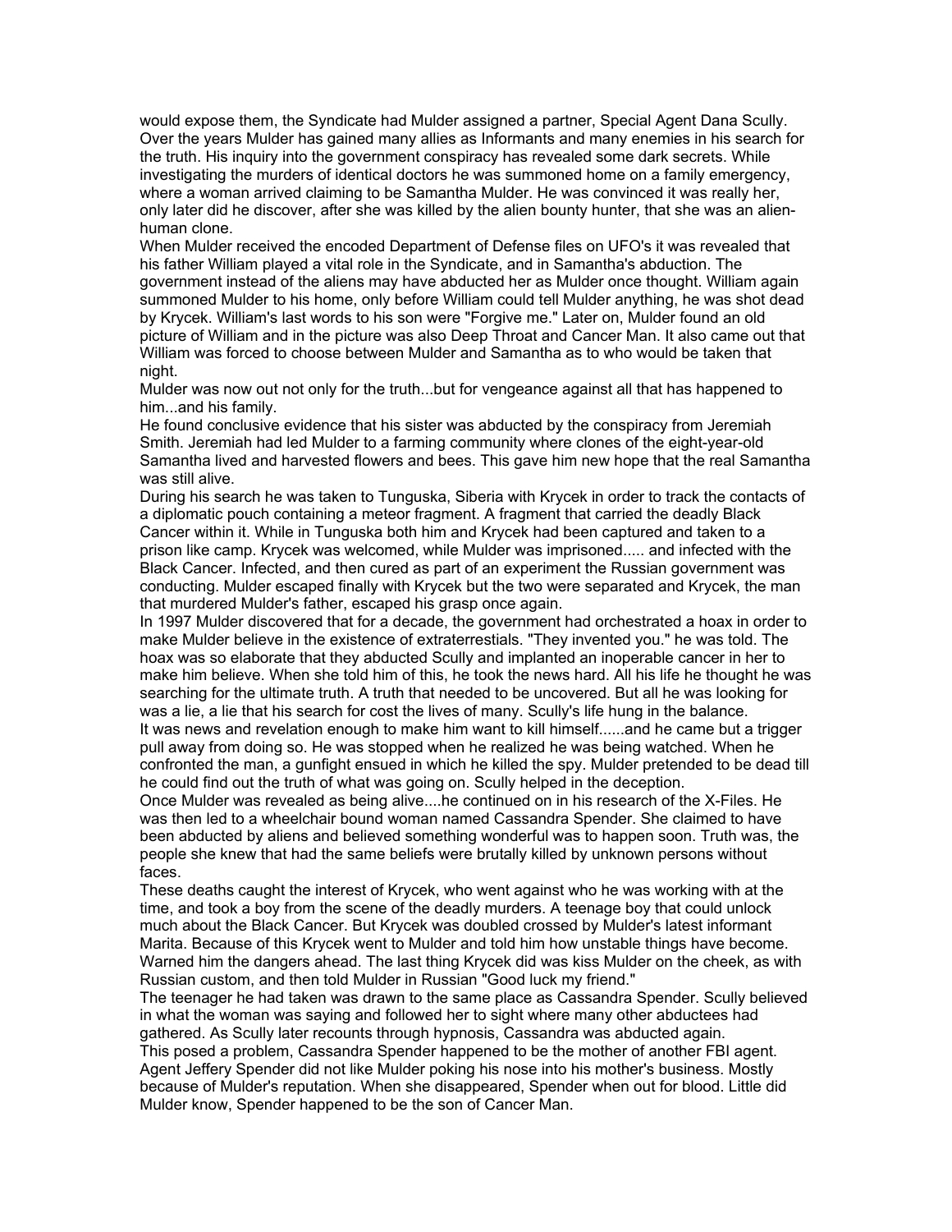would expose them, the Syndicate had Mulder assigned a partner, Special Agent Dana Scully. Over the years Mulder has gained many allies as Informants and many enemies in his search for the truth. His inquiry into the government conspiracy has revealed some dark secrets. While investigating the murders of identical doctors he was summoned home on a family emergency, where a woman arrived claiming to be Samantha Mulder. He was convinced it was really her, only later did he discover, after she was killed by the alien bounty hunter, that she was an alien-human clone.

When Mulder received the encoded Department of Defense files on UFO's it was revealed that his father William played a vital role in the Syndicate, and in Samantha's abduction. The government instead of the aliens may have abducted her as Mulder once thought. William again summoned Mulder to his home, only before William could tell Mulder anything, he was shot dead by Krycek. William's last words to his son were "Forgive me." Later on, Mulder found an old picture of William and in the picture was also Deep Throat and Cancer Man. It also came out that William was forced to choose between Mulder and Samantha as to who would be taken that night.

Mulder was now out not only for the truth...but for vengeance against all that has happened to him...and his family.

He found conclusive evidence that his sister was abducted by the conspiracy from Jeremiah Smith. Jeremiah had led Mulder to a farming community where clones of the eight-year-old Samantha lived and harvested flowers and bees. This gave him new hope that the real Samantha was still alive.

During his search he was taken to Tunguska, Siberia with Krycek in order to track the contacts of a diplomatic pouch containing a meteor fragment. A fragment that carried the deadly Black Cancer within it. While in Tunguska both him and Krycek had been captured and taken to a prison like camp. Krycek was welcomed, while Mulder was imprisoned..... and infected with the Black Cancer. Infected, and then cured as part of an experiment the Russian government was conducting. Mulder escaped finally with Krycek but the two were separated and Krycek, the man that murdered Mulder's father, escaped his grasp once again.

In 1997 Mulder discovered that for a decade, the government had orchestrated a hoax in order to make Mulder believe in the existence of extraterrestials. "They invented you." he was told. The hoax was so elaborate that they abducted Scully and implanted an inoperable cancer in her to make him believe. When she told him of this, he took the news hard. All his life he thought he was searching for the ultimate truth. A truth that needed to be uncovered. But all he was looking for was a lie, a lie that his search for cost the lives of many. Scully's life hung in the balance.

It was news and revelation enough to make him want to kill himself......and he came but a trigger pull away from doing so. He was stopped when he realized he was being watched. When he confronted the man, a gunfight ensued in which he killed the spy. Mulder pretended to be dead till he could find out the truth of what was going on. Scully helped in the deception.

Once Mulder was revealed as being alive....he continued on in his research of the X-Files. He was then led to a wheelchair bound woman named Cassandra Spender. She claimed to have been abducted by aliens and believed something wonderful was to happen soon. Truth was, the people she knew that had the same beliefs were brutally killed by unknown persons without faces.

These deaths caught the interest of Krycek, who went against who he was working with at the time, and took a boy from the scene of the deadly murders. A teenage boy that could unlock much about the Black Cancer. But Krycek was doubled crossed by Mulder's latest informant Marita. Because of this Krycek went to Mulder and told him how unstable things have become. Warned him the dangers ahead. The last thing Krycek did was kiss Mulder on the cheek, as with Russian custom, and then told Mulder in Russian "Good luck my friend."

The teenager he had taken was drawn to the same place as Cassandra Spender. Scully believed in what the woman was saying and followed her to sight where many other abductees had gathered. As Scully later recounts through hypnosis, Cassandra was abducted again.

This posed a problem, Cassandra Spender happened to be the mother of another FBI agent. Agent Jeffery Spender did not like Mulder poking his nose into his mother's business. Mostly because of Mulder's reputation. When she disappeared, Spender when out for blood. Little did Mulder know, Spender happened to be the son of Cancer Man.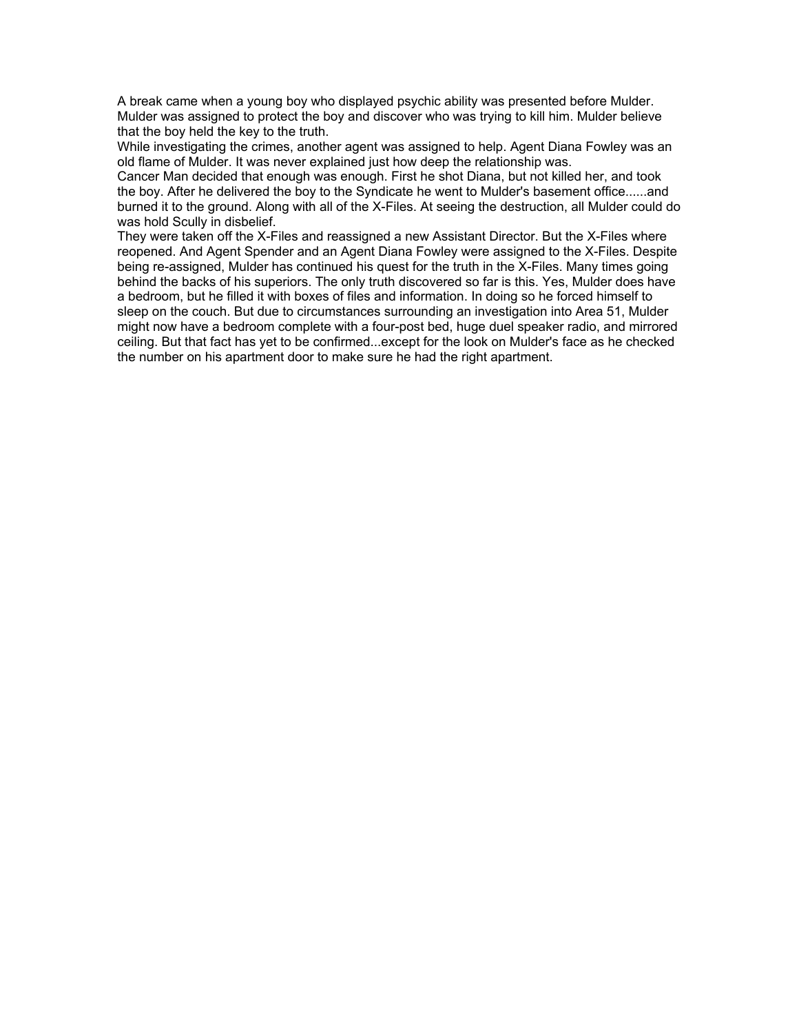A break came when a young boy who displayed psychic ability was presented before Mulder. Mulder was assigned to protect the boy and discover who was trying to kill him. Mulder believe that the boy held the key to the truth.

While investigating the crimes, another agent was assigned to help. Agent Diana Fowley was an old flame of Mulder. It was never explained just how deep the relationship was.

Cancer Man decided that enough was enough. First he shot Diana, but not killed her, and took the boy. After he delivered the boy to the Syndicate he went to Mulder's basement office......and burned it to the ground. Along with all of the X-Files. At seeing the destruction, all Mulder could do was hold Scully in disbelief.

They were taken off the X-Files and reassigned a new Assistant Director. But the X-Files where reopened. And Agent Spender and an Agent Diana Fowley were assigned to the X-Files. Despite being re-assigned, Mulder has continued his quest for the truth in the X-Files. Many times going behind the backs of his superiors. The only truth discovered so far is this. Yes, Mulder does have a bedroom, but he filled it with boxes of files and information. In doing so he forced himself to sleep on the couch. But due to circumstances surrounding an investigation into Area 51, Mulder might now have a bedroom complete with a four-post bed, huge duel speaker radio, and mirrored ceiling. But that fact has yet to be confirmed...except for the look on Mulder's face as he checked the number on his apartment door to make sure he had the right apartment.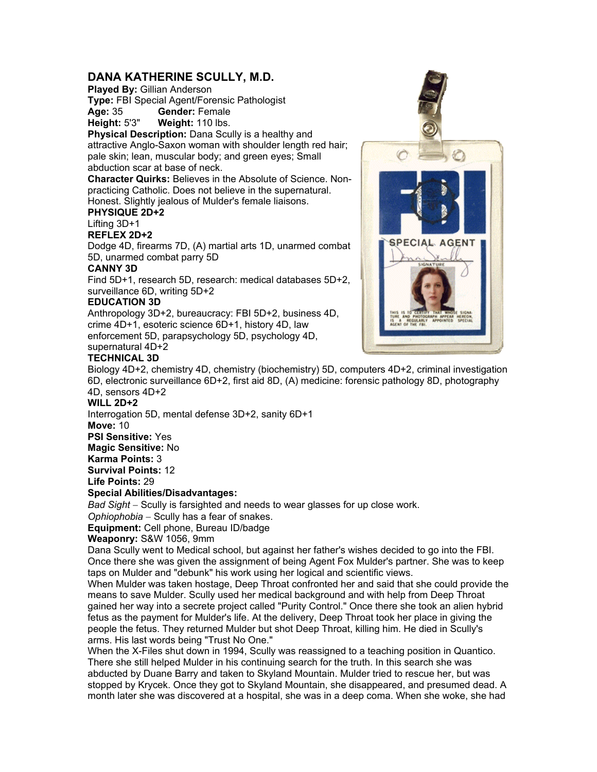## DANA KATHERINE SCULLY, M.D.

**Played By:** Gillian Anderson
**Type:** FBI Special Agent/Forensic Pathologist
**Age:** 35 **Gender:** Female
**Height:** 5'3" **Weight:** 110 lbs.
**Physical Description:** Dana Scully is a healthy and attractive Anglo-Saxon woman with shoulder length red hair; pale skin; lean, muscular body; and green eyes; Small abduction scar at base of neck.
**Character Quirks:** Believes in the Absolute of Science. Non-practicing Catholic. Does not believe in the supernatural. Honest. Slightly jealous of Mulder's female liaisons.

**PHYSIQUE 2D+2**
Lifting 3D+1

**REFLEX 2D+2**
Dodge 4D, firearms 7D, (A) martial arts 1D, unarmed combat 5D, unarmed combat parry 5D

**CANNY 3D**
Find 5D+1, research 5D, research: medical databases 5D+2, surveillance 6D, writing 5D+2

**EDUCATION 3D**
Anthropology 3D+2, bureaucracy: FBI 5D+2, business 4D, crime 4D+1, esoteric science 6D+1, history 4D, law enforcement 5D, parapsychology 5D, psychology 4D, supernatural 4D+2

**TECHNICAL 3D**
Biology 4D+2, chemistry 4D, chemistry (biochemistry) 5D, computers 4D+2, criminal investigation 6D, electronic surveillance 6D+2, first aid 8D, (A) medicine: forensic pathology 8D, photography 4D, sensors 4D+2

**WILL 2D+2**
Interrogation 5D, mental defense 3D+2, sanity 6D+1

**Move:** 10
**PSI Sensitive:** Yes
**Magic Sensitive:** No
**Karma Points:** 3
**Survival Points:** 12
**Life Points:** 29

**Special Abilities/Disadvantages:**
*Bad Sight* – Scully is farsighted and needs to wear glasses for up close work.
*Ophiophobia* – Scully has a fear of snakes.

**Equipment:** Cell phone, Bureau ID/badge
**Weaponry:** S&W 1056, 9mm

Dana Scully went to Medical school, but against her father's wishes decided to go into the FBI. Once there she was given the assignment of being Agent Fox Mulder's partner. She was to keep taps on Mulder and "debunk" his work using her logical and scientific views.

When Mulder was taken hostage, Deep Throat confronted her and said that she could provide the means to save Mulder. Scully used her medical background and with help from Deep Throat gained her way into a secrete project called "Purity Control." Once there she took an alien hybrid fetus as the payment for Mulder's life. At the delivery, Deep Throat took her place in giving the people the fetus. They returned Mulder but shot Deep Throat, killing him. He died in Scully's arms. His last words being "Trust No One."

When the X-Files shut down in 1994, Scully was reassigned to a teaching position in Quantico. There she still helped Mulder in his continuing search for the truth. In this search she was abducted by Duane Barry and taken to Skyland Mountain. Mulder tried to rescue her, but was stopped by Krycek. Once they got to Skyland Mountain, she disappeared, and presumed dead. A month later she was discovered at a hospital, she was in a deep coma. When she woke, she had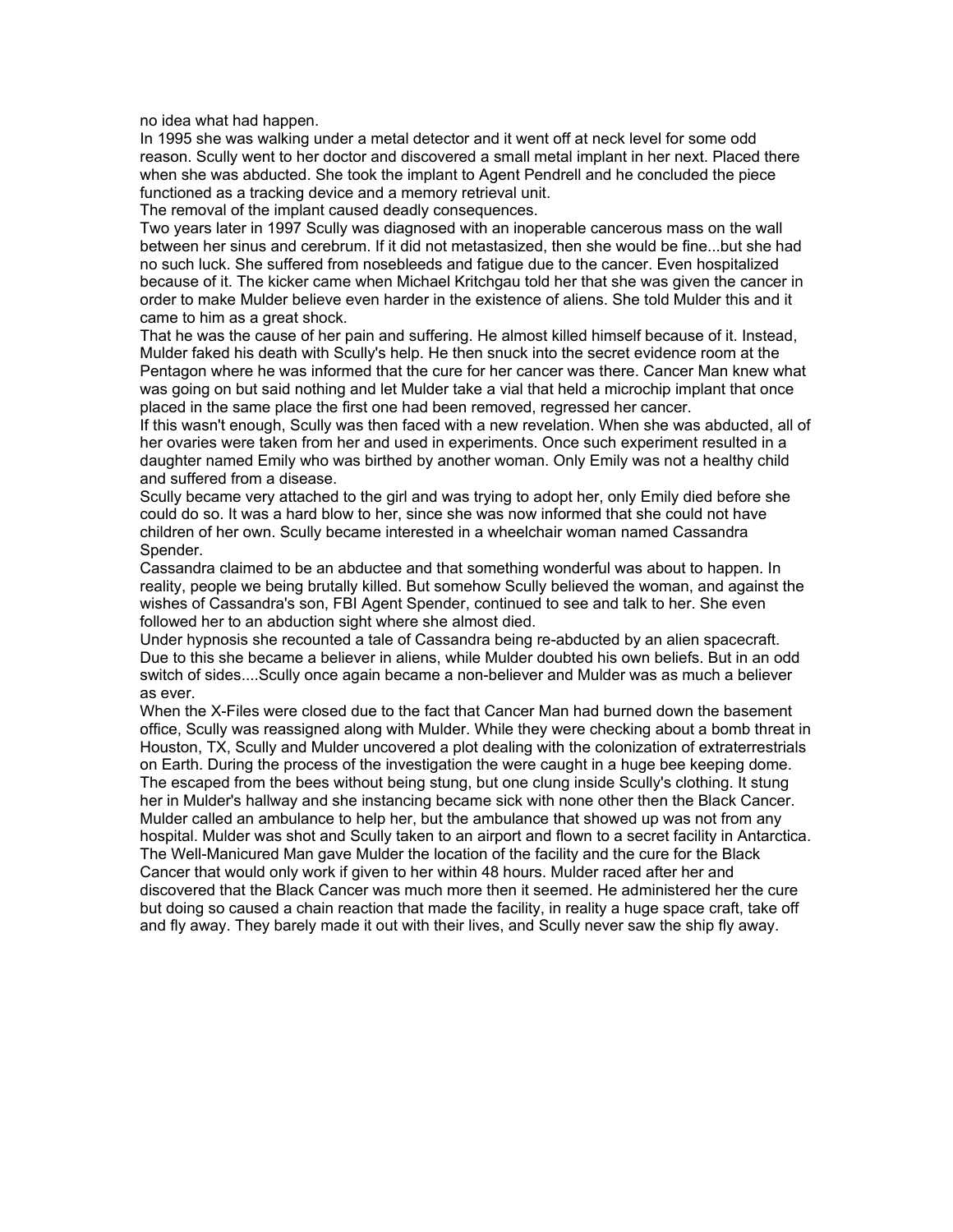no idea what had happen.

In 1995 she was walking under a metal detector and it went off at neck level for some odd reason. Scully went to her doctor and discovered a small metal implant in her next. Placed there when she was abducted. She took the implant to Agent Pendrell and he concluded the piece functioned as a tracking device and a memory retrieval unit.

The removal of the implant caused deadly consequences.

Two years later in 1997 Scully was diagnosed with an inoperable cancerous mass on the wall between her sinus and cerebrum. If it did not metastasized, then she would be fine...but she had no such luck. She suffered from nosebleeds and fatigue due to the cancer. Even hospitalized because of it. The kicker came when Michael Kritchgau told her that she was given the cancer in order to make Mulder believe even harder in the existence of aliens. She told Mulder this and it came to him as a great shock.

That he was the cause of her pain and suffering. He almost killed himself because of it. Instead, Mulder faked his death with Scully's help. He then snuck into the secret evidence room at the Pentagon where he was informed that the cure for her cancer was there. Cancer Man knew what was going on but said nothing and let Mulder take a vial that held a microchip implant that once placed in the same place the first one had been removed, regressed her cancer.

If this wasn't enough, Scully was then faced with a new revelation. When she was abducted, all of her ovaries were taken from her and used in experiments. Once such experiment resulted in a daughter named Emily who was birthed by another woman. Only Emily was not a healthy child and suffered from a disease.

Scully became very attached to the girl and was trying to adopt her, only Emily died before she could do so. It was a hard blow to her, since she was now informed that she could not have children of her own. Scully became interested in a wheelchair woman named Cassandra Spender.

Cassandra claimed to be an abductee and that something wonderful was about to happen. In reality, people we being brutally killed. But somehow Scully believed the woman, and against the wishes of Cassandra's son, FBI Agent Spender, continued to see and talk to her. She even followed her to an abduction sight where she almost died.

Under hypnosis she recounted a tale of Cassandra being re-abducted by an alien spacecraft. Due to this she became a believer in aliens, while Mulder doubted his own beliefs. But in an odd switch of sides....Scully once again became a non-believer and Mulder was as much a believer as ever.

When the X-Files were closed due to the fact that Cancer Man had burned down the basement office, Scully was reassigned along with Mulder. While they were checking about a bomb threat in Houston, TX, Scully and Mulder uncovered a plot dealing with the colonization of extraterrestrials on Earth. During the process of the investigation the were caught in a huge bee keeping dome. The escaped from the bees without being stung, but one clung inside Scully's clothing. It stung her in Mulder's hallway and she instancing became sick with none other then the Black Cancer. Mulder called an ambulance to help her, but the ambulance that showed up was not from any hospital. Mulder was shot and Scully taken to an airport and flown to a secret facility in Antarctica. The Well-Manicured Man gave Mulder the location of the facility and the cure for the Black Cancer that would only work if given to her within 48 hours. Mulder raced after her and discovered that the Black Cancer was much more then it seemed. He administered her the cure but doing so caused a chain reaction that made the facility, in reality a huge space craft, take off and fly away. They barely made it out with their lives, and Scully never saw the ship fly away.